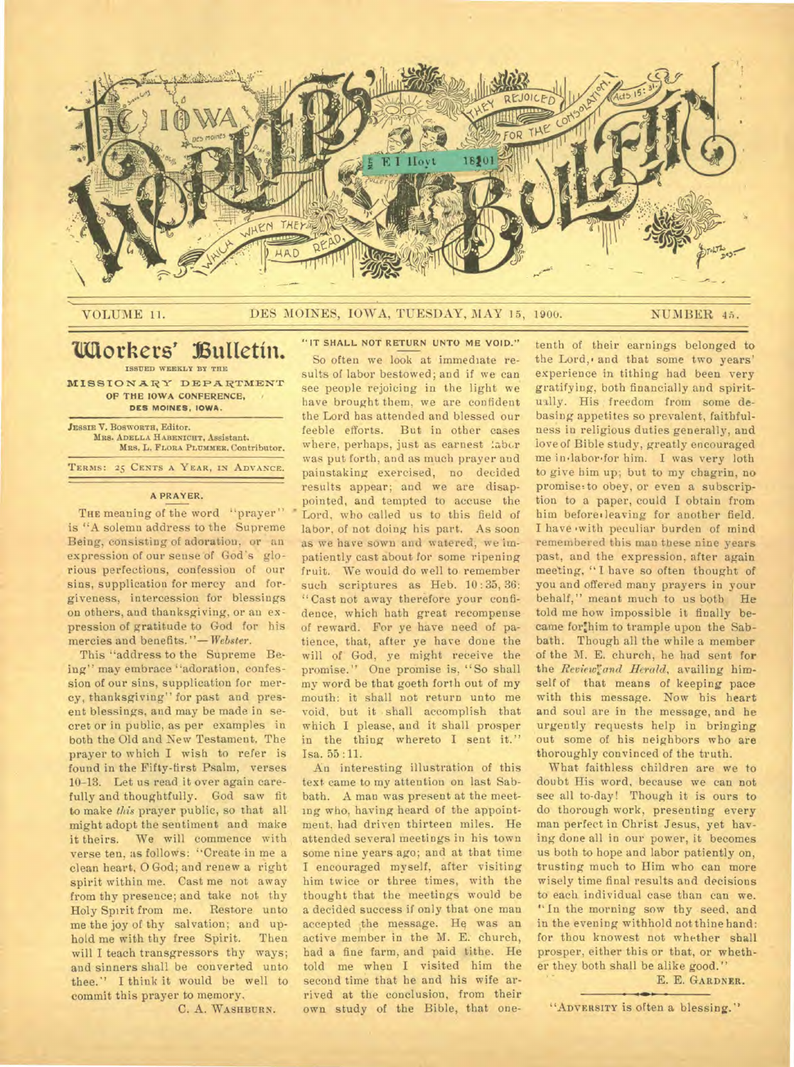# Workers' Bulletin.

VOLUME 11. DES MOINES, IOWA, TUESDAY, MAY 15, 1900. NUMBER 45.

ISSUED WEEKLY BY THE

MISSIONARY DEPARTMENT OF THE IOWA CONFERENCE, DES MOINES, IOWA.

JESSIE V. BOSWORTH, Editor.
MRS. ADELLA HABENICHT, Assistant.
MRS. L. FLORA PLUMMER, Contributor.

TERMS: 25 CENTS A YEAR, IN ADVANCE.

## A PRAYER.

THE meaning of the word "prayer" is "A solemn address to the Supreme Being, consisting of adoration, or an expression of our sense of God's glorious perfections, confession of our sins, supplication for mercy and forgiveness, intercession for blessings on others, and thanksgiving, or an expression of gratitude to God for his mercies and benefits."—*Webster.*

This "address to the Supreme Being" may embrace "adoration, confession of our sins, supplication for mercy, thanksgiving" for past and present blessings, and may be made in secret or in public, as per examples in both the Old and New Testament. The prayer to which I wish to refer is found in the Fifty-first Psalm, verses 10-13. Let us read it over again carefully and thoughtfully. God saw fit to make *this* prayer public, so that all might adopt the sentiment and make it theirs. We will commence with verse ten, as follows: "Create in me a clean heart, O God; and renew a right spirit within me. Cast me not away from thy presence; and take not thy Holy Spirit from me. Restore unto me the joy of thy salvation; and uphold me with thy free Spirit. Then will I teach transgressors thy ways; and sinners shall be converted unto thee." I think it would be well to commit this prayer to memory.

C. A. WASHBURN.

## "IT SHALL NOT RETURN UNTO ME VOID."

So often we look at immediate results of labor bestowed; and if we can see people rejoicing in the light we have brought them, we are confident the Lord has attended and blessed our feeble efforts. But in other cases where, perhaps, just as earnest labor was put forth, and as much prayer and painstaking exercised, no decided results appear; and we are disappointed, and tempted to accuse the Lord, who called us to this field of labor, of not doing his part. As soon as we have sown and watered, we impatiently cast about for some ripening fruit. We would do well to remember such scriptures as Heb. 10:35, 36: "Cast not away therefore your confidence, which hath great recompense of reward. For ye have need of patience, that, after ye have done the will of God, ye might receive the promise." One promise is, "So shall my word be that goeth forth out of my mouth: it shall not return unto me void, but it shall accomplish that which I please, and it shall prosper in the thing whereto I sent it." Isa. 55:11.

An interesting illustration of this text came to my attention on last Sabbath. A man was present at the meeting who, having heard of the appointment, had driven thirteen miles. He attended several meetings in his town some nine years ago; and at that time I encouraged myself, after visiting him twice or three times, with the thought that the meetings would be a decided success if only that one man accepted the message. He was an active member in the M. E. church, had a fine farm, and paid tithe. He told me when I visited him the second time that he and his wife arrived at the conclusion, from their own study of the Bible, that one-tenth of their earnings belonged to the Lord, and that some two years' experience in tithing had been very gratifying, both financially and spiritually. His freedom from some debasing appetites so prevalent, faithfulness in religious duties generally, and love of Bible study, greatly encouraged me in labor for him. I was very loth to give him up; but to my chagrin, no promise to obey, or even a subscription to a paper, could I obtain from him before leaving for another field. I have with peculiar burden of mind remembered this man these nine years past, and the expression, after again meeting, "I have so often thought of you and offered many prayers in your behalf," meant much to us both. He told me how impossible it finally became for him to trample upon the Sabbath. Though all the while a member of the M. E. church, he had sent for the *Review and Herald*, availing himself of that means of keeping pace with this message. Now his heart and soul are in the message, and he urgently requests help in bringing out some of his neighbors who are thoroughly convinced of the truth.

What faithless children are we to doubt His word, because we can not see all to-day! Though it is ours to do thorough work, presenting every man perfect in Christ Jesus, yet having done all in our power, it becomes us both to hope and labor patiently on, trusting much to Him who can more wisely time final results and decisions to each individual case than can we. "In the morning sow thy seed, and in the evening withhold not thine hand: for thou knowest not whether shall prosper, either this or that, or whether they both shall be alike good."

E. E. GARDNER.

---

"ADVERSITY is often a blessing."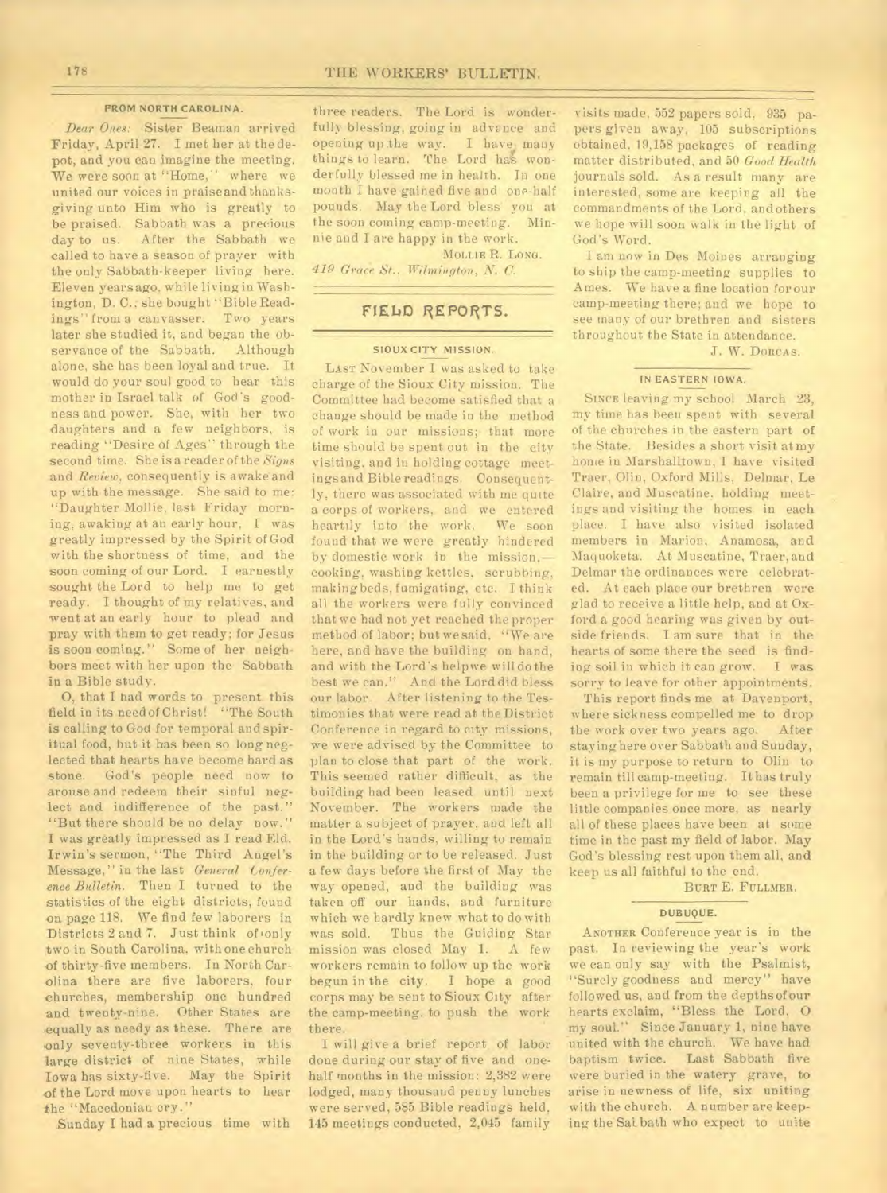### FROM NORTH CAROLINA.

*Dear Ones:* Sister Beaman arrived Friday, April 27. I met her at the depot, and you can imagine the meeting. We were soon at "Home," where we united our voices in praise and thanksgiving unto Him who is greatly to be praised. Sabbath was a precious day to us. After the Sabbath we called to have a season of prayer with the only Sabbath-keeper living here. Eleven years ago, while living in Washington, D. C., she bought "Bible Readings" from a canvasser. Two years later she studied it, and began the observance of the Sabbath. Although alone, she has been loyal and true. It would do your soul good to hear this mother in Israel talk of God's goodness and power. She, with her two daughters and a few neighbors, is reading "Desire of Ages" through the second time. She is a reader of the *Signs* and *Review*, consequently is awake and up with the message. She said to me: "Daughter Mollie, last Friday morning, awaking at an early hour, I was greatly impressed by the Spirit of God with the shortness of time, and the soon coming of our Lord. I earnestly sought the Lord to help me to get ready. I thought of my relatives, and went at an early hour to plead and pray with them to get ready; for Jesus is soon coming." Some of her neighbors meet with her upon the Sabbath in a Bible study.

O, that I had words to present this field in its need of Christ! "The South is calling to God for temporal and spiritual food, but it has been so long neglected that hearts have become hard as stone. God's people need now to arouse and redeem their sinful neglect and indifference of the past." "But there should be no delay now." I was greatly impressed as I read Eld. Irwin's sermon, "The Third Angel's Message," in the last *General Conference Bulletin*. Then I turned to the statistics of the eight districts, found on page 118. We find few laborers in Districts 2 and 7. Just think of only two in South Carolina, with one church of thirty-five members. In North Carolina there are five laborers, four churches, membership one hundred and twenty-nine. Other States are equally as needy as these. There are only seventy-three workers in this large district of nine States, while Iowa has sixty-five. May the Spirit of the Lord move upon hearts to hear the "Macedonian cry."

Sunday I had a precious time with three readers. The Lord is wonderfully blessing, going in advance and opening up the way. I have many things to learn. The Lord has wonderfully blessed me in health. In one month I have gained five and one-half pounds. May the Lord bless you at the soon coming camp-meeting. Minnie and I are happy in the work.

MOLLIE R. LONG.

*419 Grace St., Wilmington, N. C.*

## FIELD REPORTS.

### SIOUX CITY MISSION.

LAST November I was asked to take charge of the Sioux City mission. The Committee had become satisfied that a change should be made in the method of work in our missions; that more time should be spent out in the city visiting, and in holding cottage meetings and Bible readings. Consequently, there was associated with me quite a corps of workers, and we entered heartily into the work. We soon found that we were greatly hindered by domestic work in the mission,—cooking, washing kettles, scrubbing, making beds, fumigating, etc. I think all the workers were fully convinced that we had not yet reached the proper method of labor; but we said, "We are here, and have the building on hand, and with the Lord's help we will do the best we can." And the Lord did bless our labor. After listening to the Testimonies that were read at the District Conference in regard to city missions, we were advised by the Committee to plan to close that part of the work. This seemed rather difficult, as the building had been leased until next November. The workers made the matter a subject of prayer, and left all in the Lord's hands, willing to remain in the building or to be released. Just a few days before the first of May the way opened, and the building was taken off our hands, and furniture which we hardly knew what to do with was sold. Thus the Guiding Star mission was closed May 1. A few workers remain to follow up the work begun in the city. I hope a good corps may be sent to Sioux City after the camp-meeting, to push the work there.

I will give a brief report of labor done during our stay of five and one-half months in the mission: 2,382 were lodged, many thousand penny lunches were served, 585 Bible readings held, 145 meetings conducted, 2,045 family visits made, 552 papers sold, 935 papers given away, 105 subscriptions obtained, 19,158 packages of reading matter distributed, and 50 *Good Health* journals sold. As a result many are interested, some are keeping all the commandments of the Lord, and others we hope will soon walk in the light of God's Word.

I am now in Des Moines arranging to ship the camp-meeting supplies to Ames. We have a fine location for our camp-meeting there; and we hope to see many of our brethren and sisters throughout the State in attendance.

J. W. DORCAS.

### IN EASTERN IOWA.

SINCE leaving my school March 23, my time has been spent with several of the churches in the eastern part of the State. Besides a short visit at my home in Marshalltown, I have visited Traer, Olin, Oxford Mills, Delmar, Le Claire, and Muscatine, holding meetings and visiting the homes in each place. I have also visited isolated members in Marion, Anamosa, and Maquoketa. At Muscatine, Traer, and Delmar the ordinances were celebrated. At each place our brethren were glad to receive a little help, and at Oxford a good hearing was given by outside friends. I am sure that in the hearts of some there the seed is finding soil in which it can grow. I was sorry to leave for other appointments.

This report finds me at Davenport, where sickness compelled me to drop the work over two years ago. After staying here over Sabbath and Sunday, it is my purpose to return to Olin to remain till camp-meeting. It has truly been a privilege for me to see these little companies once more, as nearly all of these places have been at some time in the past my field of labor. May God's blessing rest upon them all, and keep us all faithful to the end.

BURT E. FULLMER.

### DUBUQUE.

ANOTHER Conference year is in the past. In reviewing the year's work we can only say with the Psalmist, "Surely goodness and mercy" have followed us, and from the depths of our hearts exclaim, "Bless the Lord, O my soul." Since January 1, nine have united with the church. We have had baptism twice. Last Sabbath five were buried in the watery grave, to arise in newness of life, six uniting with the church. A number are keeping the Sabbath who expect to unite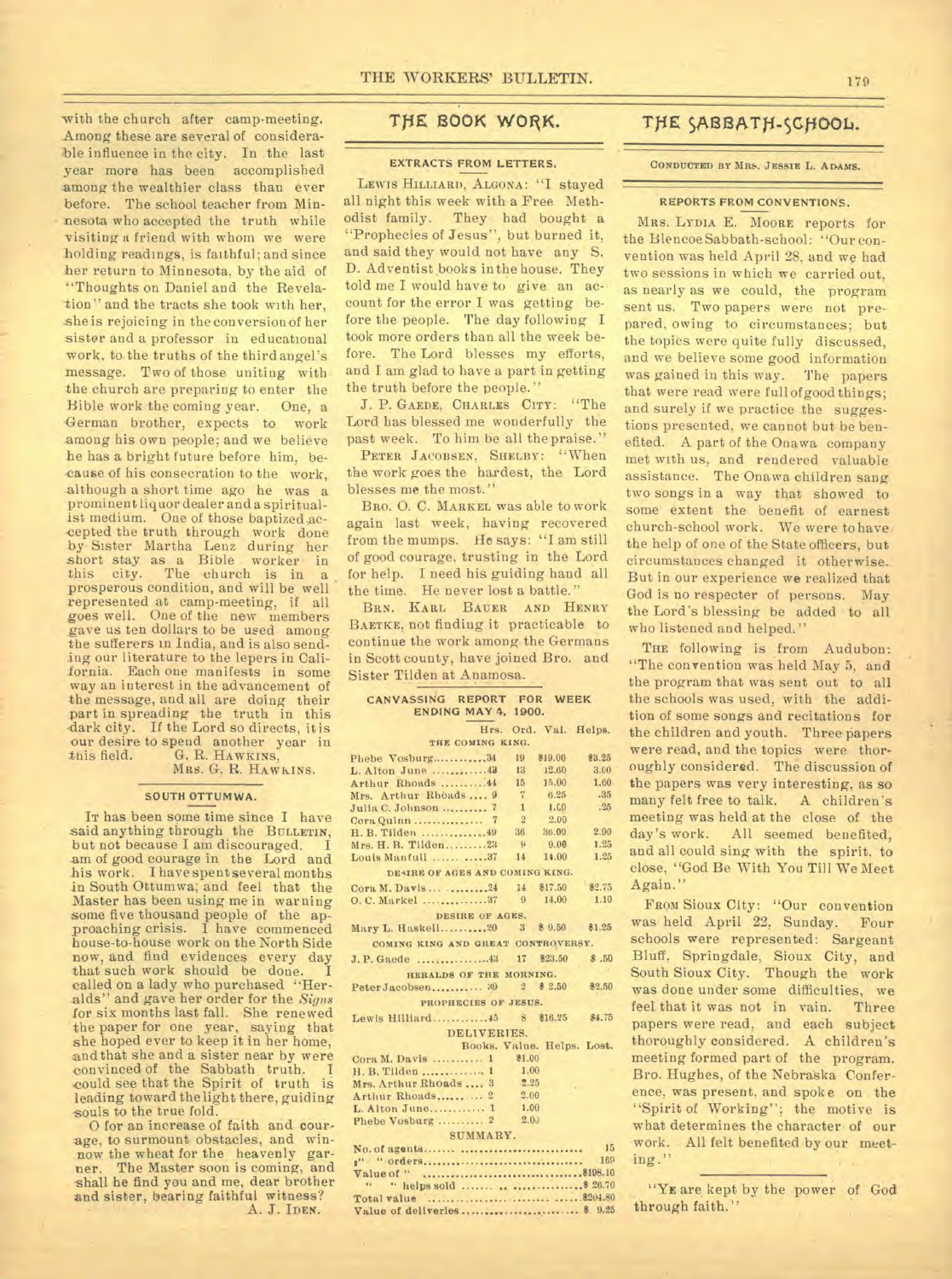with the church after camp-meeting. Among these are several of considerable influence in the city. In the last year more has been accomplished among the wealthier class than ever before. The school teacher from Minnesota who accepted the truth while visiting a friend with whom we were holding readings, is faithful; and since her return to Minnesota, by the aid of "Thoughts on Daniel and the Revelation" and the tracts she took with her, she is rejoicing in the conversion of her sister and a professor in educational work, to the truths of the third angel's message. Two of those uniting with the church are preparing to enter the Bible work the coming year. One, a German brother, expects to work among his own people; and we believe he has a bright future before him, because of his consecration to the work, although a short time ago he was a prominent liquor dealer and a spiritualist medium. One of those baptized accepted the truth through work done by Sister Martha Lenz during her short stay as a Bible worker in this city. The church is in a prosperous condition, and will be well represented at camp-meeting, if all goes well. One of the new members gave us ten dollars to be used among the sufferers in India, and is also sending our literature to the lepers in California. Each one manifests in some way an interest in the advancement of the message, and all are doing their part in spreading the truth in this dark city. If the Lord so directs, it is our desire to spend another year in this field.

G. R. HAWKINS,
MRS. G. R. HAWKINS.

### SOUTH OTTUMWA.

IT has been some time since I have said anything through the BULLETIN, but not because I am discouraged. I am of good courage in the Lord and his work. I have spent several months in South Ottumwa; and feel that the Master has been using me in warning some five thousand people of the approaching crisis. I have commenced house-to-house work on the North Side now, and find evidences every day that such work should be done. I called on a lady who purchased "Heralds" and gave her order for the *Signs* for six months last fall. She renewed the paper for one year, saying that she hoped ever to keep it in her home, and that she and a sister near by were convinced of the Sabbath truth. I could see that the Spirit of truth is leading toward the light there, guiding souls to the true fold.

O for an increase of faith and courage, to surmount obstacles, and winnow the wheat for the heavenly garner. The Master soon is coming, and shall he find you and me, dear brother and sister, bearing faithful witness?

A. J. IDEN.

## THE BOOK WORK.

### EXTRACTS FROM LETTERS.

LEWIS HILLIARD, ALGONA: "I stayed all night this week with a Free Methodist family. They had bought a "Prophecies of Jesus", but burned it, and said they would not have any S. D. Adventist books in the house. They told me I would have to give an account for the error I was getting before the people. The day following I took more orders than all the week before. The Lord blesses my efforts, and I am glad to have a part in getting the truth before the people."

J. P. GAEDE, CHARLES CITY: "The Lord has blessed me wonderfully the past week. To him be all the praise."

PETER JACOBSEN, SHELBY: "When the work goes the hardest, the Lord blesses me the most."

BRO. O. C. MARKEL was able to work again last week, having recovered from the mumps. He says: "I am still of good courage, trusting in the Lord for help. I need his guiding hand all the time. He never lost a battle."

BRN. KARL BAUER AND HENRY BAETKE, not finding it practicable to continue the work among the Germans in Scott county, have joined Bro. and Sister Tilden at Anamosa.

### CANVASSING REPORT FOR WEEK ENDING MAY 4, 1900.

| | Hrs. | Ord. | Val. | Helps. |
|---|---|---|---|---|
| **THE COMING KING.** | | | | |
| Phebe Vosburg | 34 | 19 | $19.00 | $3.25 |
| L. Alton June | 43 | 13 | 12.60 | 3.00 |
| Arthur Rhoads | 44 | 15 | 15.00 | 1.60 |
| Mrs. Arthur Rhoads | 9 | 7 | 6.25 | .35 |
| Julia C. Johnson | 7 | 1 | 1.00 | .25 |
| Cora Quinn | 7 | 2 | 2.00 | |
| H. B. Tilden | 49 | 36 | 36.00 | 2.90 |
| Mrs. H. B. Tilden | 23 | 9 | 9.00 | 1.25 |
| Louis Manfull | 37 | 14 | 14.00 | 1.25 |
| **DESIRE OF AGES AND COMING KING.** | | | | |
| Cora M. Davis | 24 | 14 | $17.50 | $2.75 |
| O. C. Markel | 37 | 9 | 14.00 | 1.10 |
| **DESIRE OF AGES.** | | | | |
| Mary L. Haskell | 20 | 3 | $ 9.50 | $1.25 |
| **COMING KING AND GREAT CONTROVERSY.** | | | | |
| J. P. Gaede | 43 | 17 | $23.50 | $ .50 |
| **HERALDS OF THE MORNING.** | | | | |
| Peter Jacobsen | 39 | 2 | $ 2.50 | $2.50 |
| **PROPHECIES OF JESUS.** | | | | |
| Lewis Hilliard | 45 | 8 | $16.25 | $4.75 |

**DELIVERIES.**

| | Books. | Value. | Helps. | Lost. |
|---|---|---|---|---|
| Cora M. Davis | 1 | $1.00 | | |
| H. B. Tilden | 1 | 1.00 | | |
| Mrs. Arthur Rhoads | 3 | 2.25 | | |
| Arthur Rhoads | 2 | 2.00 | | |
| L. Alton June | 1 | 1.00 | | |
| Phebe Vosburg | 2 | 2.00 | | |

**SUMMARY.**

| | |
|---|---|
| No. of agents | 15 |
| " " orders | 169 |
| Value of " | $198.10 |
| " " helps sold | $ 26.70 |
| Total value | $204.80 |
| Value of deliveries | $ 9.25 |

## THE SABBATH-SCHOOL.

CONDUCTED BY MRS. JESSIE L. ADAMS.

### REPORTS FROM CONVENTIONS.

MRS. LYDIA E. MOORE reports for the Blencoe Sabbath-school: "Our convention was held April 28, and we had two sessions in which we carried out, as nearly as we could, the program sent us. Two papers were not prepared, owing to circumstances; but the topics were quite fully discussed, and we believe some good information was gained in this way. The papers that were read were full of good things; and surely if we practice the suggestions presented, we cannot but be benefited. A part of the Onawa company met with us, and rendered valuable assistance. The Onawa children sang two songs in a way that showed to some extent the benefit of earnest church-school work. We were to have the help of one of the State officers, but circumstances changed it otherwise. But in our experience we realized that God is no respecter of persons. May the Lord's blessing be added to all who listened and helped."

THE following is from Audubon: "The convention was held May 5, and the program that was sent out to all the schools was used, with the addition of some songs and recitations for the children and youth. Three papers were read, and the topics were thoroughly considered. The discussion of the papers was very interesting, as so many felt free to talk. A children's meeting was held at the close of the day's work. All seemed benefited, and all could sing with the spirit, to close, "God Be With You Till We Meet Again."

FROM Sioux City: "Our convention was held April 22, Sunday. Four schools were represented: Sargeant Bluff, Springdale, Sioux City, and South Sioux City. Though the work was done under some difficulties, we feel that it was not in vain. Three papers were read, and each subject thoroughly considered. A children's meeting formed part of the program. Bro. Hughes, of the Nebraska Conference, was present, and spoke on the "Spirit of Working"; the motive is what determines the character of our work. All felt benefited by our meeting."

"YE are kept by the power of God through faith."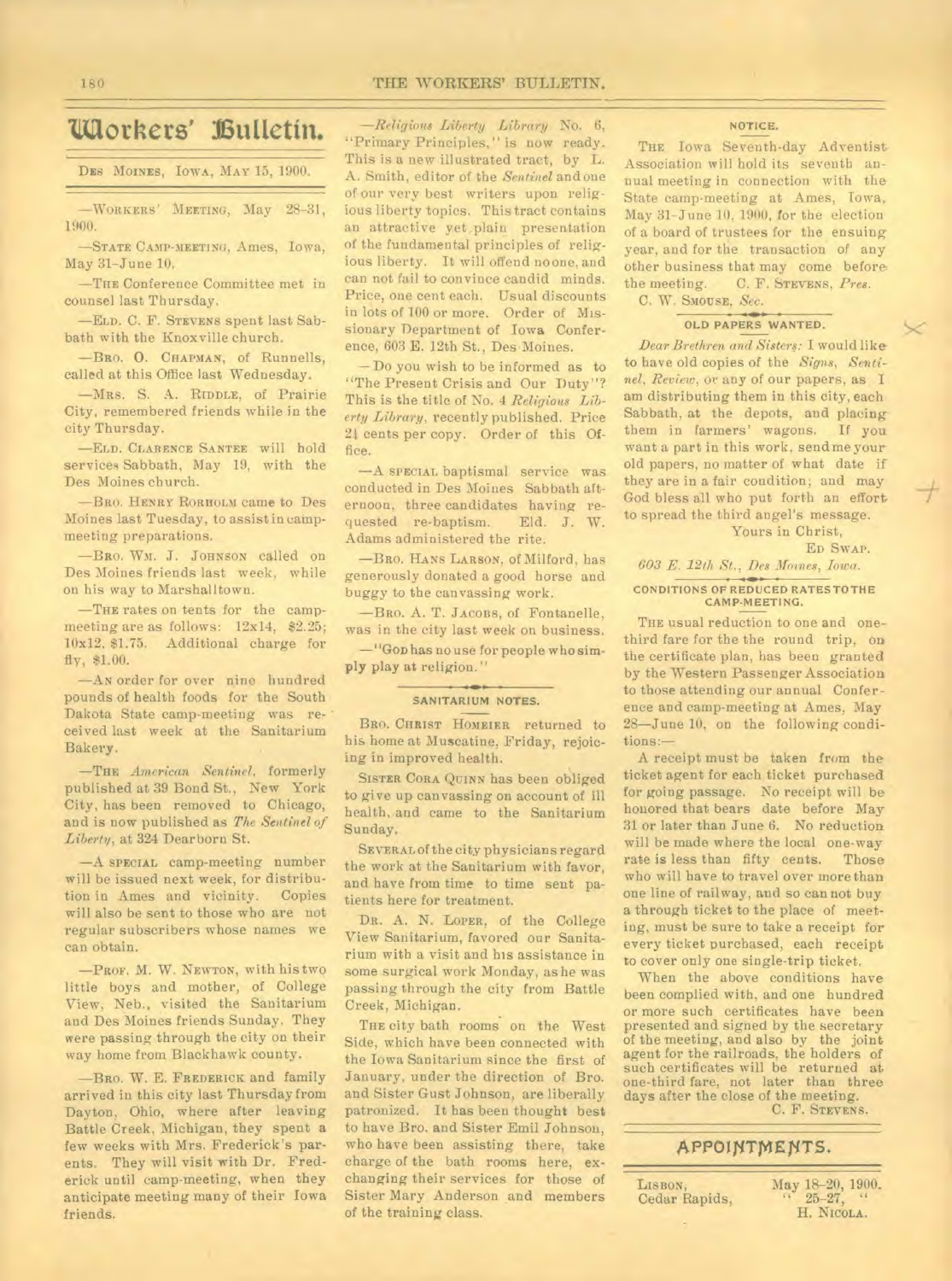# Workers' Bulletin.

DES MOINES, IOWA, MAY 15, 1900.

—WORKERS' MEETING, May 28–31, 1900.

—STATE CAMP-MEETING, Ames, Iowa, May 31–June 10.

—THE Conference Committee met in counsel last Thursday.

—ELD. C. F. STEVENS spent last Sabbath with the Knoxville church.

—BRO. O. CHAPMAN, of Runnells, called at this Office last Wednesday.

—MRS. S. A. RIDDLE, of Prairie City, remembered friends while in the city Thursday.

—ELD. CLARENCE SANTEE will hold services Sabbath, May 19, with the Des Moines church.

—BRO. HENRY RORHOLM came to Des Moines last Tuesday, to assist in camp-meeting preparations.

—BRO. WM. J. JOHNSON called on Des Moines friends last week, while on his way to Marshalltown.

—THE rates on tents for the camp-meeting are as follows: 12x14, $2.25; 10x12, $1.75. Additional charge for fly, $1.00.

—AN order for over nine hundred pounds of health foods for the South Dakota State camp-meeting was received last week at the Sanitarium Bakery.

—THE *American Sentinel*, formerly published at 39 Bond St., New York City, has been removed to Chicago, and is now published as *The Sentinel of Liberty*, at 324 Dearborn St.

—A SPECIAL camp-meeting number will be issued next week, for distribution in Ames and vicinity. Copies will also be sent to those who are not regular subscribers whose names we can obtain.

—PROF. M. W. NEWTON, with his two little boys and mother, of College View, Neb., visited the Sanitarium and Des Moines friends Sunday. They were passing through the city on their way home from Blackhawk county.

—BRO. W. E. FREDERICK and family arrived in this city last Thursday from Dayton, Ohio, where after leaving Battle Creek, Michigan, they spent a few weeks with Mrs. Frederick's parents. They will visit with Dr. Frederick until camp-meeting, when they anticipate meeting many of their Iowa friends.

—*Religious Liberty Library* No. 6, "Primary Principles," is now ready. This is a new illustrated tract, by L. A. Smith, editor of the *Sentinel* and one of our very best writers upon religious liberty topics. This tract contains an attractive yet plain presentation of the fundamental principles of religious liberty. It will offend noone, and can not fail to convince candid minds. Price, one cent each. Usual discounts in lots of 100 or more. Order of Missionary Department of Iowa Conference, 603 E. 12th St., Des Moines.

—Do you wish to be informed as to "The Present Crisis and Our Duty"? This is the title of No. 4 *Religious Liberty Library*, recently published. Price 2½ cents per copy. Order of this Office.

—A SPECIAL baptismal service was conducted in Des Moines Sabbath afternoon, three candidates having requested re-baptism. Eld. J. W. Adams administered the rite.

—BRO. HANS LARSON, of Milford, has generously donated a good horse and buggy to the canvassing work.

—BRO. A. T. JACOBS, of Fontanelle, was in the city last week on business.

—"GOD has no use for people who simply play at religion."

### SANITARIUM NOTES.

BRO. CHRIST HOMEIER returned to his home at Muscatine, Friday, rejoicing in improved health.

SISTER CORA QUINN has been obliged to give up canvassing on account of ill health, and came to the Sanitarium Sunday.

SEVERAL of the city physicians regard the work at the Sanitarium with favor, and have from time to time sent patients here for treatment.

DR. A. N. LOPER, of the College View Sanitarium, favored our Sanitarium with a visit and his assistance in some surgical work Monday, as he was passing through the city from Battle Creek, Michigan.

THE city bath rooms on the West Side, which have been connected with the Iowa Sanitarium since the first of January, under the direction of Bro. and Sister Gust Johnson, are liberally patronized. It has been thought best to have Bro. and Sister Emil Johnson, who have been assisting there, take charge of the bath rooms here, exchanging their services for those of Sister Mary Anderson and members of the training class.

### NOTICE.

THE Iowa Seventh-day Adventist Association will hold its seventh annual meeting in connection with the State camp-meeting at Ames, Iowa, May 31–June 10, 1900, for the election of a board of trustees for the ensuing year, and for the transaction of any other business that may come before the meeting. C. F. STEVENS, *Pres.*

C. W. SMOUSE, *Sec.*

### OLD PAPERS WANTED.

*Dear Brethren and Sisters:* I would like to have old copies of the *Signs*, *Sentinel*, *Review*, or any of our papers, as I am distributing them in this city, each Sabbath, at the depots, and placing them in farmers' wagons. If you want a part in this work, send me your old papers, no matter of what date if they are in a fair condition; and may God bless all who put forth an effort to spread the third angel's message.

Yours in Christ,

ED SWAP.

*603 E. 12th St., Des Moines, Iowa.*

### CONDITIONS OF REDUCED RATES TO THE CAMP-MEETING.

THE usual reduction to one and one-third fare for the the round trip, on the certificate plan, has been granted by the Western Passenger Association to those attending our annual Conference and camp-meeting at Ames, May 28—June 10, on the following conditions:—

A receipt must be taken from the ticket agent for each ticket purchased for going passage. No receipt will be honored that bears date before May 31 or later than June 6. No reduction will be made where the local one-way rate is less than fifty cents. Those who will have to travel over more than one line of railway, and so can not buy a through ticket to the place of meeting, must be sure to take a receipt for every ticket purchased, each receipt to cover only one single-trip ticket.

When the above conditions have been complied with, and one hundred or more such certificates have been presented and signed by the secretary of the meeting, and also by the joint agent for the railroads, the holders of such certificates will be returned at one-third fare, not later than three days after the close of the meeting.

C. F. STEVENS.

## APPOINTMENTS.

| | |
|---|---|
| LISBON, | May 18–20, 1900. |
| Cedar Rapids, | " 25–27, " |

H. NICOLA.